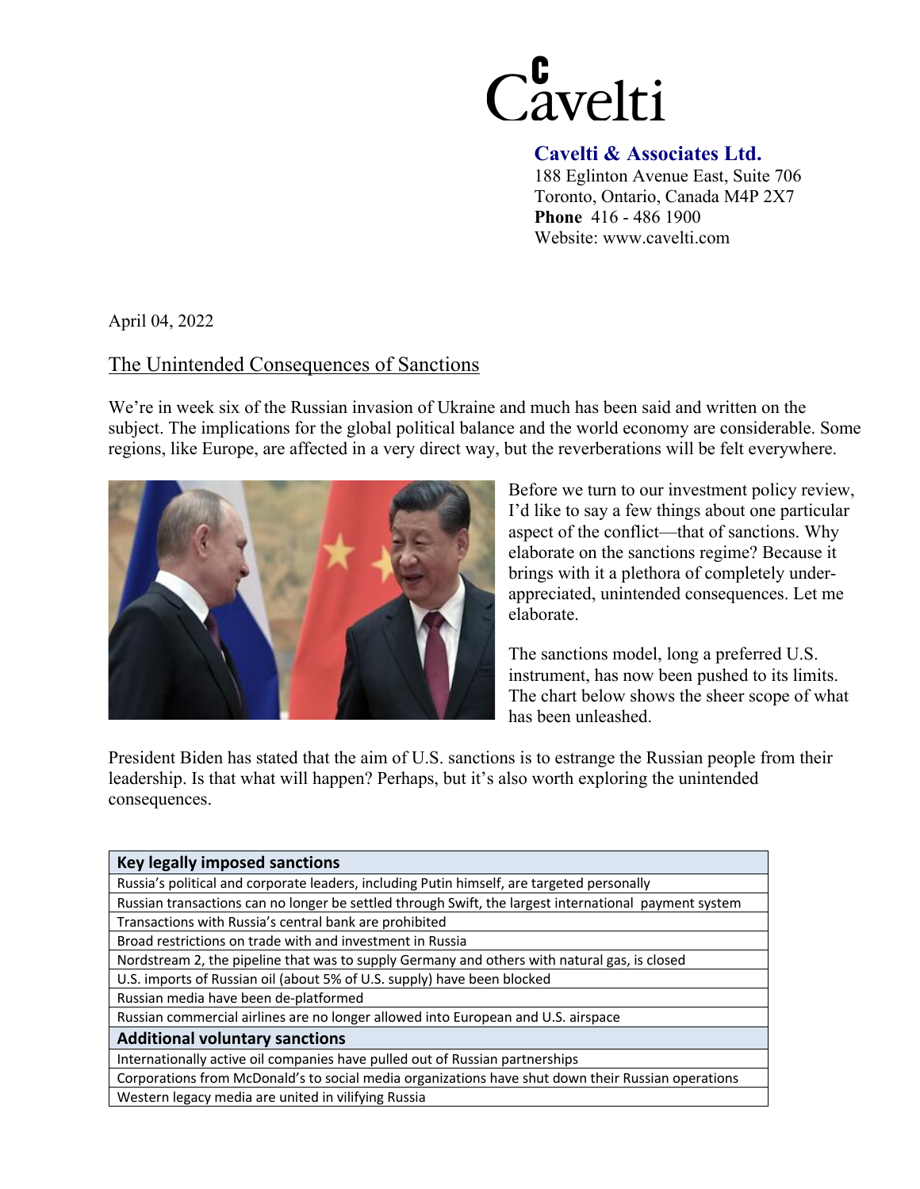Cavelti

**Cavelti & Associates Ltd.**
188 Eglinton Avenue East, Suite 706
Toronto, Ontario, Canada M4P 2X7
**Phone** 416 - 486 1900
Website: www.cavelti.com

April 04, 2022

## The Unintended Consequences of Sanctions

We're in week six of the Russian invasion of Ukraine and much has been said and written on the subject. The implications for the global political balance and the world economy are considerable. Some regions, like Europe, are affected in a very direct way, but the reverberations will be felt everywhere.

Before we turn to our investment policy review, I'd like to say a few things about one particular aspect of the conflict—that of sanctions. Why elaborate on the sanctions regime? Because it brings with it a plethora of completely under-appreciated, unintended consequences. Let me elaborate.

The sanctions model, long a preferred U.S. instrument, has now been pushed to its limits. The chart below shows the sheer scope of what has been unleashed.

President Biden has stated that the aim of U.S. sanctions is to estrange the Russian people from their leadership. Is that what will happen? Perhaps, but it's also worth exploring the unintended consequences.

| **Key legally imposed sanctions** |
| --- |
| Russia's political and corporate leaders, including Putin himself, are targeted personally |
| Russian transactions can no longer be settled through Swift, the largest international payment system |
| Transactions with Russia's central bank are prohibited |
| Broad restrictions on trade with and investment in Russia |
| Nordstream 2, the pipeline that was to supply Germany and others with natural gas, is closed |
| U.S. imports of Russian oil (about 5% of U.S. supply) have been blocked |
| Russian media have been de-platformed |
| Russian commercial airlines are no longer allowed into European and U.S. airspace |
| **Additional voluntary sanctions** |
| Internationally active oil companies have pulled out of Russian partnerships |
| Corporations from McDonald's to social media organizations have shut down their Russian operations |
| Western legacy media are united in vilifying Russia |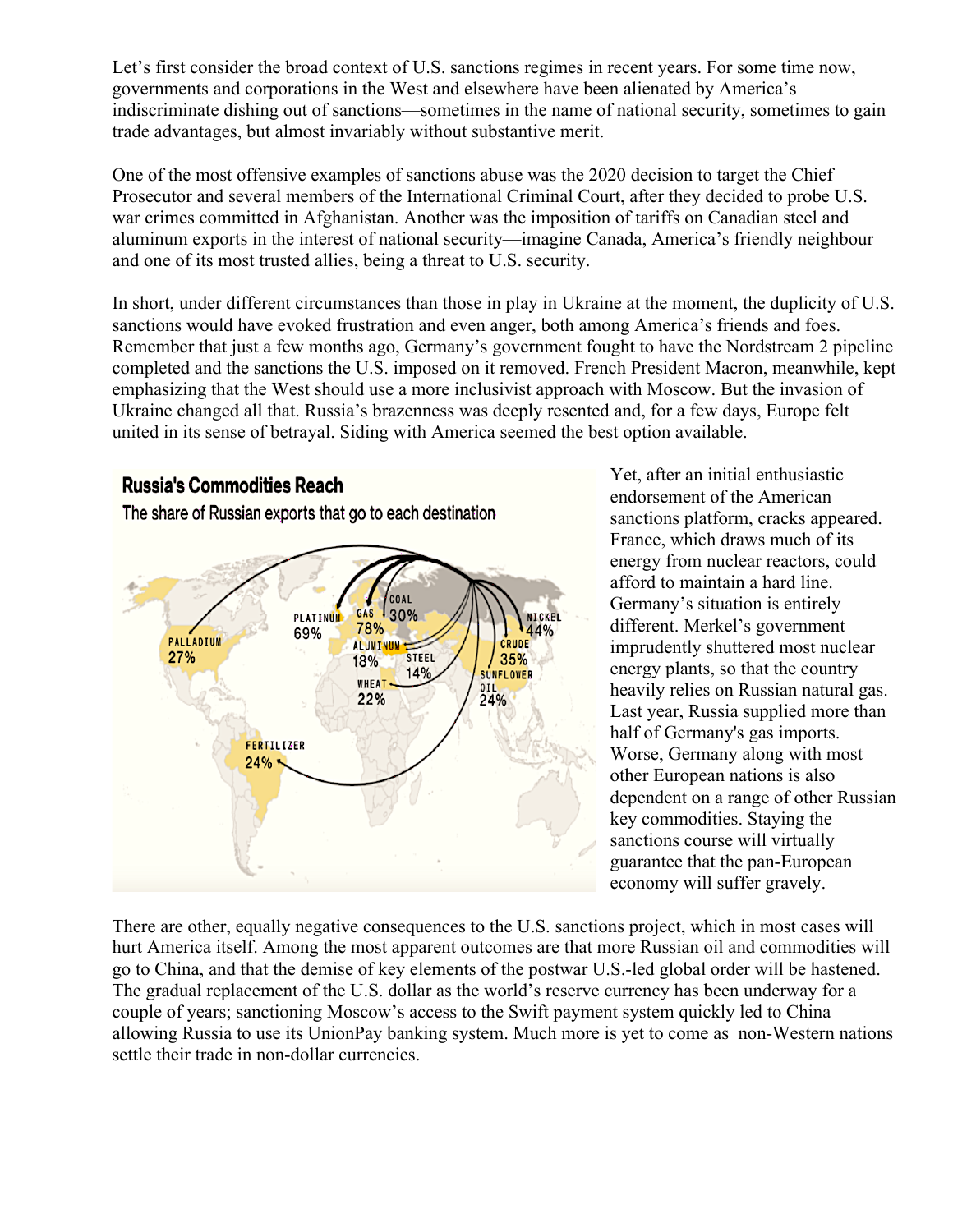Let's first consider the broad context of U.S. sanctions regimes in recent years. For some time now, governments and corporations in the West and elsewhere have been alienated by America's indiscriminate dishing out of sanctions—sometimes in the name of national security, sometimes to gain trade advantages, but almost invariably without substantive merit.

One of the most offensive examples of sanctions abuse was the 2020 decision to target the Chief Prosecutor and several members of the International Criminal Court, after they decided to probe U.S. war crimes committed in Afghanistan. Another was the imposition of tariffs on Canadian steel and aluminum exports in the interest of national security—imagine Canada, America's friendly neighbour and one of its most trusted allies, being a threat to U.S. security.

In short, under different circumstances than those in play in Ukraine at the moment, the duplicity of U.S. sanctions would have evoked frustration and even anger, both among America's friends and foes. Remember that just a few months ago, Germany's government fought to have the Nordstream 2 pipeline completed and the sanctions the U.S. imposed on it removed. French President Macron, meanwhile, kept emphasizing that the West should use a more inclusivist approach with Moscow. But the invasion of Ukraine changed all that. Russia's brazenness was deeply resented and, for a few days, Europe felt united in its sense of betrayal. Siding with America seemed the best option available.

**Russia's Commodities Reach**

The share of Russian exports that go to each destination

Yet, after an initial enthusiastic endorsement of the American sanctions platform, cracks appeared. France, which draws much of its energy from nuclear reactors, could afford to maintain a hard line. Germany's situation is entirely different. Merkel's government imprudently shuttered most nuclear energy plants, so that the country heavily relies on Russian natural gas. Last year, Russia supplied more than half of Germany's gas imports. Worse, Germany along with most other European nations is also dependent on a range of other Russian key commodities. Staying the sanctions course will virtually guarantee that the pan-European economy will suffer gravely.

There are other, equally negative consequences to the U.S. sanctions project, which in most cases will hurt America itself. Among the most apparent outcomes are that more Russian oil and commodities will go to China, and that the demise of key elements of the postwar U.S.-led global order will be hastened. The gradual replacement of the U.S. dollar as the world's reserve currency has been underway for a couple of years; sanctioning Moscow's access to the Swift payment system quickly led to China allowing Russia to use its UnionPay banking system. Much more is yet to come as non-Western nations settle their trade in non-dollar currencies.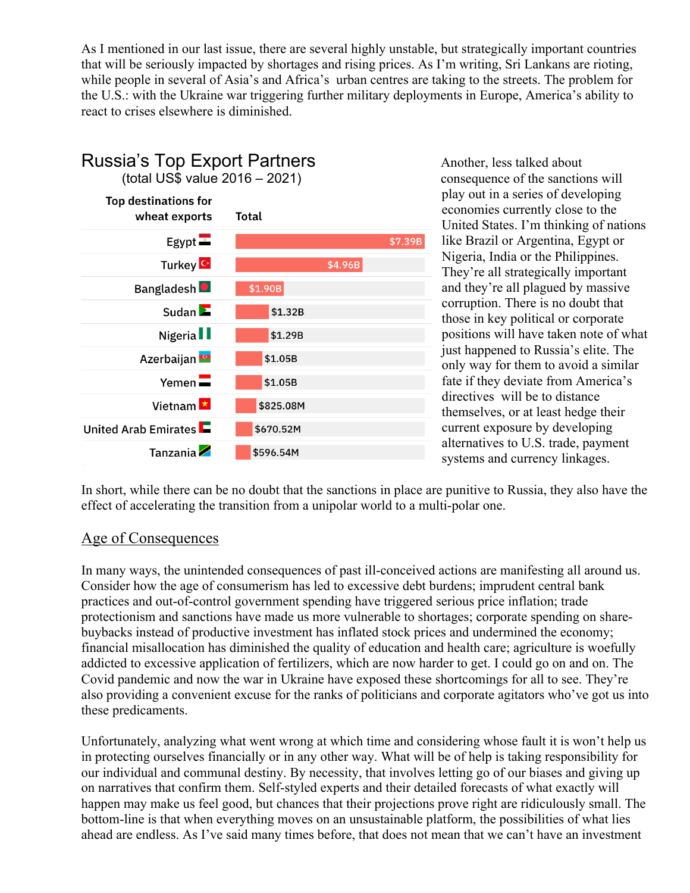As I mentioned in our last issue, there are several highly unstable, but strategically important countries that will be seriously impacted by shortages and rising prices. As I'm writing, Sri Lankans are rioting, while people in several of Asia's and Africa's urban centres are taking to the streets. The problem for the U.S.: with the Ukraine war triggering further military deployments in Europe, America's ability to react to crises elsewhere is diminished.

**Russia's Top Export Partners**
(total US$ value 2016 – 2021)

| Top destinations for wheat exports | Total |
|---|---|
| Egypt | $7.39B |
| Turkey | $4.96B |
| Bangladesh | $1.90B |
| Sudan | $1.32B |
| Nigeria | $1.29B |
| Azerbaijan | $1.05B |
| Yemen | $1.05B |
| Vietnam | $825.08M |
| United Arab Emirates | $670.52M |
| Tanzania | $596.54M |

Another, less talked about consequence of the sanctions will play out in a series of developing economies currently close to the United States. I'm thinking of nations like Brazil or Argentina, Egypt or Nigeria, India or the Philippines. They're all strategically important and they're all plagued by massive corruption. There is no doubt that those in key political or corporate positions will have taken note of what just happened to Russia's elite. The only way for them to avoid a similar fate if they deviate from America's directives will be to distance themselves, or at least hedge their current exposure by developing alternatives to U.S. trade, payment systems and currency linkages.

In short, while there can be no doubt that the sanctions in place are punitive to Russia, they also have the effect of accelerating the transition from a unipolar world to a multi-polar one.

## Age of Consequences

In many ways, the unintended consequences of past ill-conceived actions are manifesting all around us. Consider how the age of consumerism has led to excessive debt burdens; imprudent central bank practices and out-of-control government spending have triggered serious price inflation; trade protectionism and sanctions have made us more vulnerable to shortages; corporate spending on share-buybacks instead of productive investment has inflated stock prices and undermined the economy; financial misallocation has diminished the quality of education and health care; agriculture is woefully addicted to excessive application of fertilizers, which are now harder to get. I could go on and on. The Covid pandemic and now the war in Ukraine have exposed these shortcomings for all to see. They're also providing a convenient excuse for the ranks of politicians and corporate agitators who've got us into these predicaments.

Unfortunately, analyzing what went wrong at which time and considering whose fault it is won't help us in protecting ourselves financially or in any other way. What will be of help is taking responsibility for our individual and communal destiny. By necessity, that involves letting go of our biases and giving up on narratives that confirm them. Self-styled experts and their detailed forecasts of what exactly will happen may make us feel good, but chances that their projections prove right are ridiculously small. The bottom-line is that when everything moves on an unsustainable platform, the possibilities of what lies ahead are endless. As I've said many times before, that does not mean that we can't have an investment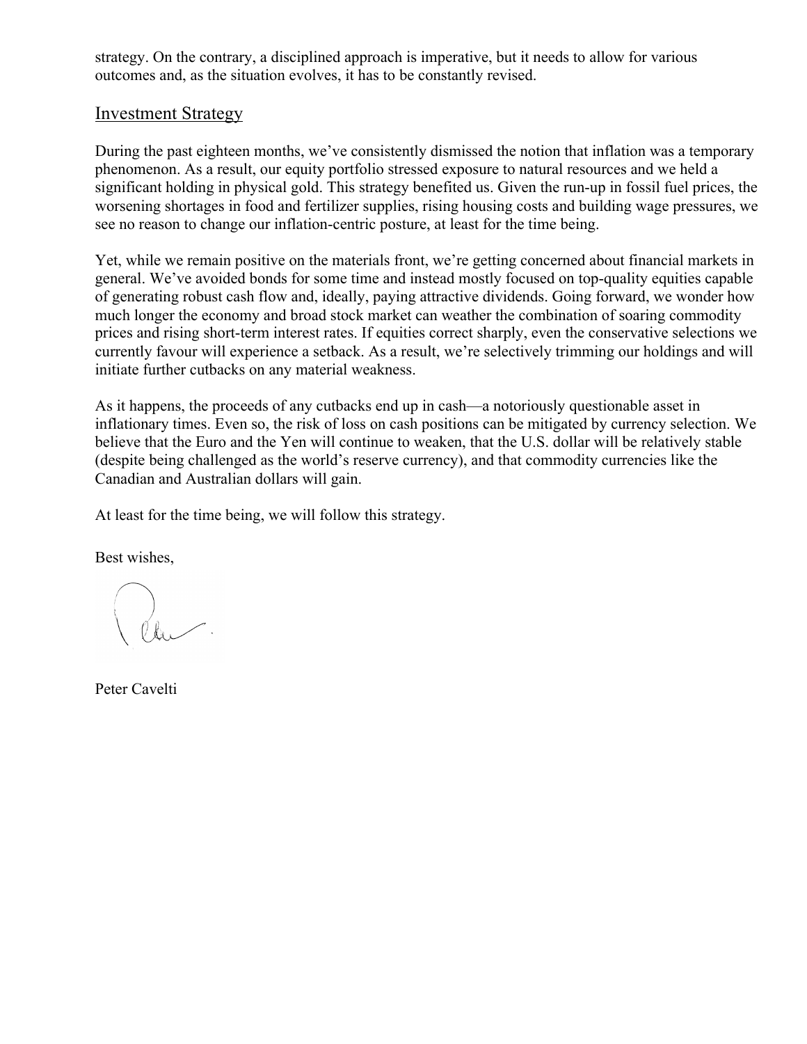strategy. On the contrary, a disciplined approach is imperative, but it needs to allow for various outcomes and, as the situation evolves, it has to be constantly revised.

## Investment Strategy

During the past eighteen months, we've consistently dismissed the notion that inflation was a temporary phenomenon. As a result, our equity portfolio stressed exposure to natural resources and we held a significant holding in physical gold. This strategy benefited us. Given the run-up in fossil fuel prices, the worsening shortages in food and fertilizer supplies, rising housing costs and building wage pressures, we see no reason to change our inflation-centric posture, at least for the time being.

Yet, while we remain positive on the materials front, we're getting concerned about financial markets in general. We've avoided bonds for some time and instead mostly focused on top-quality equities capable of generating robust cash flow and, ideally, paying attractive dividends. Going forward, we wonder how much longer the economy and broad stock market can weather the combination of soaring commodity prices and rising short-term interest rates. If equities correct sharply, even the conservative selections we currently favour will experience a setback. As a result, we're selectively trimming our holdings and will initiate further cutbacks on any material weakness.

As it happens, the proceeds of any cutbacks end up in cash—a notoriously questionable asset in inflationary times. Even so, the risk of loss on cash positions can be mitigated by currency selection. We believe that the Euro and the Yen will continue to weaken, that the U.S. dollar will be relatively stable (despite being challenged as the world's reserve currency), and that commodity currencies like the Canadian and Australian dollars will gain.

At least for the time being, we will follow this strategy.

Best wishes,

Peter Cavelti